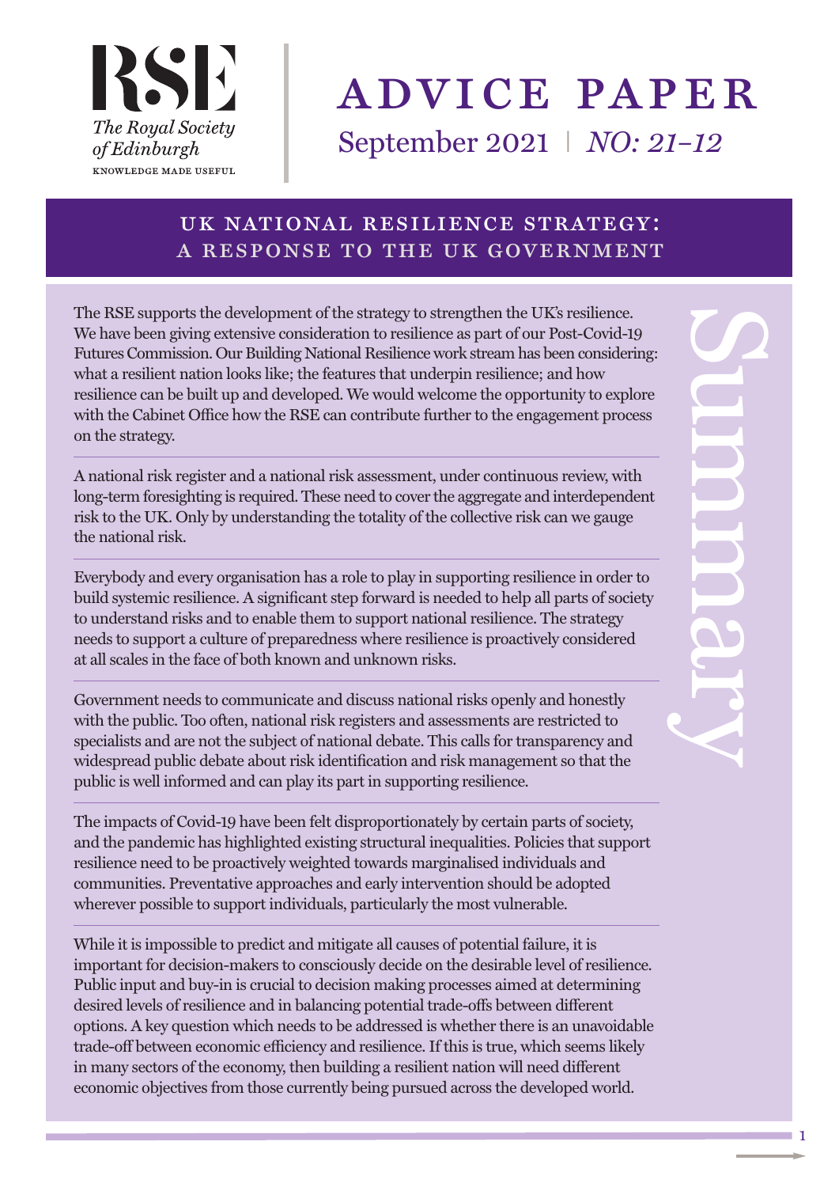RSE

The Royal Society of Edinburgh

KNOWLEDGE MADE USEFUL

# ADVICE PAPER

September 2021 | *NO: 21-12*

## UK NATIONAL RESILIENCE STRATEGY: A RESPONSE TO THE UK GOVERNMENT

### Summary

The RSE supports the development of the strategy to strengthen the UK's resilience. We have been giving extensive consideration to resilience as part of our Post-Covid-19 Futures Commission. Our Building National Resilience work stream has been considering: what a resilient nation looks like; the features that underpin resilience; and how resilience can be built up and developed. We would welcome the opportunity to explore with the Cabinet Office how the RSE can contribute further to the engagement process on the strategy.

A national risk register and a national risk assessment, under continuous review, with long-term foresighting is required. These need to cover the aggregate and interdependent risk to the UK. Only by understanding the totality of the collective risk can we gauge the national risk.

Everybody and every organisation has a role to play in supporting resilience in order to build systemic resilience. A significant step forward is needed to help all parts of society to understand risks and to enable them to support national resilience. The strategy needs to support a culture of preparedness where resilience is proactively considered at all scales in the face of both known and unknown risks.

Government needs to communicate and discuss national risks openly and honestly with the public. Too often, national risk registers and assessments are restricted to specialists and are not the subject of national debate. This calls for transparency and widespread public debate about risk identification and risk management so that the public is well informed and can play its part in supporting resilience.

The impacts of Covid-19 have been felt disproportionately by certain parts of society, and the pandemic has highlighted existing structural inequalities. Policies that support resilience need to be proactively weighted towards marginalised individuals and communities. Preventative approaches and early intervention should be adopted wherever possible to support individuals, particularly the most vulnerable.

While it is impossible to predict and mitigate all causes of potential failure, it is important for decision-makers to consciously decide on the desirable level of resilience. Public input and buy-in is crucial to decision making processes aimed at determining desired levels of resilience and in balancing potential trade-offs between different options. A key question which needs to be addressed is whether there is an unavoidable trade-off between economic efficiency and resilience. If this is true, which seems likely in many sectors of the economy, then building a resilient nation will need different economic objectives from those currently being pursued across the developed world.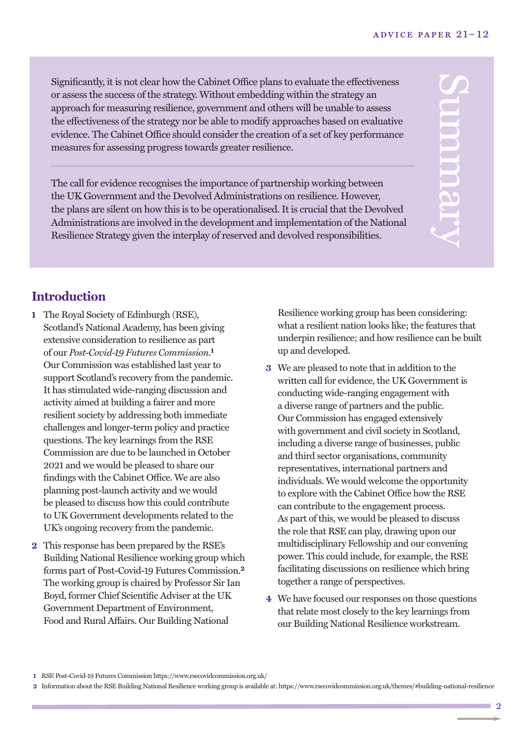## Summary

Significantly, it is not clear how the Cabinet Office plans to evaluate the effectiveness or assess the success of the strategy. Without embedding within the strategy an approach for measuring resilience, government and others will be unable to assess the effectiveness of the strategy nor be able to modify approaches based on evaluative evidence. The Cabinet Office should consider the creation of a set of key performance measures for assessing progress towards greater resilience.

---

The call for evidence recognises the importance of partnership working between the UK Government and the Devolved Administrations on resilience. However, the plans are silent on how this is to be operationalised. It is crucial that the Devolved Administrations are involved in the development and implementation of the National Resilience Strategy given the interplay of reserved and devolved responsibilities.

## Introduction

1. The Royal Society of Edinburgh (RSE), Scotland's National Academy, has been giving extensive consideration to resilience as part of our *Post-Covid-19 Futures Commission*.[1] Our Commission was established last year to support Scotland's recovery from the pandemic. It has stimulated wide-ranging discussion and activity aimed at building a fairer and more resilient society by addressing both immediate challenges and longer-term policy and practice questions. The key learnings from the RSE Commission are due to be launched in October 2021 and we would be pleased to share our findings with the Cabinet Office. We are also planning post-launch activity and we would be pleased to discuss how this could contribute to UK Government developments related to the UK's ongoing recovery from the pandemic.

2. This response has been prepared by the RSE's Building National Resilience working group which forms part of Post-Covid-19 Futures Commission.[2] The working group is chaired by Professor Sir Ian Boyd, former Chief Scientific Adviser at the UK Government Department of Environment, Food and Rural Affairs. Our Building National Resilience working group has been considering: what a resilient nation looks like; the features that underpin resilience; and how resilience can be built up and developed.

3. We are pleased to note that in addition to the written call for evidence, the UK Government is conducting wide-ranging engagement with a diverse range of partners and the public. Our Commission has engaged extensively with government and civil society in Scotland, including a diverse range of businesses, public and third sector organisations, community representatives, international partners and individuals. We would welcome the opportunity to explore with the Cabinet Office how the RSE can contribute to the engagement process. As part of this, we would be pleased to discuss the role that RSE can play, drawing upon our multidisciplinary Fellowship and our convening power. This could include, for example, the RSE facilitating discussions on resilience which bring together a range of perspectives.

4. We have focused our responses on those questions that relate most closely to the key learnings from our Building National Resilience workstream.

---

1 RSE Post-Covid-19 Futures Commission https://www.rsecovidcommission.org.uk/

2 Information about the RSE Building National Resilience working group is available at: https://www.rsecovidcommission.org.uk/themes/#building-national-resilience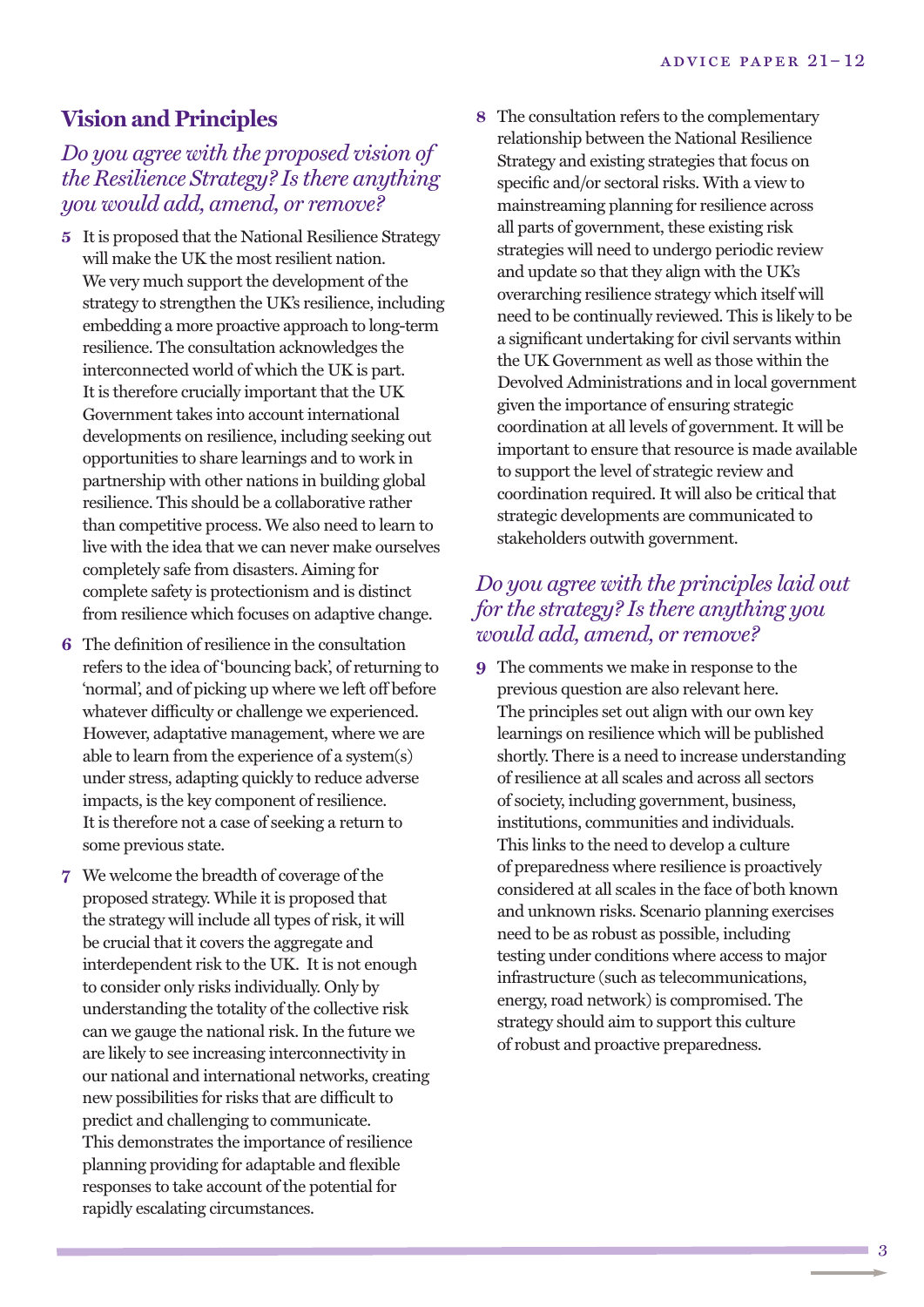## Vision and Principles

### *Do you agree with the proposed vision of the Resilience Strategy? Is there anything you would add, amend, or remove?*

**5** It is proposed that the National Resilience Strategy will make the UK the most resilient nation. We very much support the development of the strategy to strengthen the UK's resilience, including embedding a more proactive approach to long-term resilience. The consultation acknowledges the interconnected world of which the UK is part. It is therefore crucially important that the UK Government takes into account international developments on resilience, including seeking out opportunities to share learnings and to work in partnership with other nations in building global resilience. This should be a collaborative rather than competitive process. We also need to learn to live with the idea that we can never make ourselves completely safe from disasters. Aiming for complete safety is protectionism and is distinct from resilience which focuses on adaptive change.

**6** The definition of resilience in the consultation refers to the idea of 'bouncing back', of returning to 'normal', and of picking up where we left off before whatever difficulty or challenge we experienced. However, adaptive management, where we are able to learn from the experience of a system(s) under stress, adapting quickly to reduce adverse impacts, is the key component of resilience. It is therefore not a case of seeking a return to some previous state.

**7** We welcome the breadth of coverage of the proposed strategy. While it is proposed that the strategy will include all types of risk, it will be crucial that it covers the aggregate and interdependent risk to the UK. It is not enough to consider only risks individually. Only by understanding the totality of the collective risk can we gauge the national risk. In the future we are likely to see increasing interconnectivity in our national and international networks, creating new possibilities for risks that are difficult to predict and challenging to communicate. This demonstrates the importance of resilience planning providing for adaptable and flexible responses to take account of the potential for rapidly escalating circumstances.

**8** The consultation refers to the complementary relationship between the National Resilience Strategy and existing strategies that focus on specific and/or sectoral risks. With a view to mainstreaming planning for resilience across all parts of government, these existing risk strategies will need to undergo periodic review and update so that they align with the UK's overarching resilience strategy which itself will need to be continually reviewed. This is likely to be a significant undertaking for civil servants within the UK Government as well as those within the Devolved Administrations and in local government given the importance of ensuring strategic coordination at all levels of government. It will be important to ensure that resource is made available to support the level of strategic review and coordination required. It will also be critical that strategic developments are communicated to stakeholders outwith government.

### *Do you agree with the principles laid out for the strategy? Is there anything you would add, amend, or remove?*

**9** The comments we make in response to the previous question are also relevant here. The principles set out align with our own key learnings on resilience which will be published shortly. There is a need to increase understanding of resilience at all scales and across all sectors of society, including government, business, institutions, communities and individuals. This links to the need to develop a culture of preparedness where resilience is proactively considered at all scales in the face of both known and unknown risks. Scenario planning exercises need to be as robust as possible, including testing under conditions where access to major infrastructure (such as telecommunications, energy, road network) is compromised. The strategy should aim to support this culture of robust and proactive preparedness.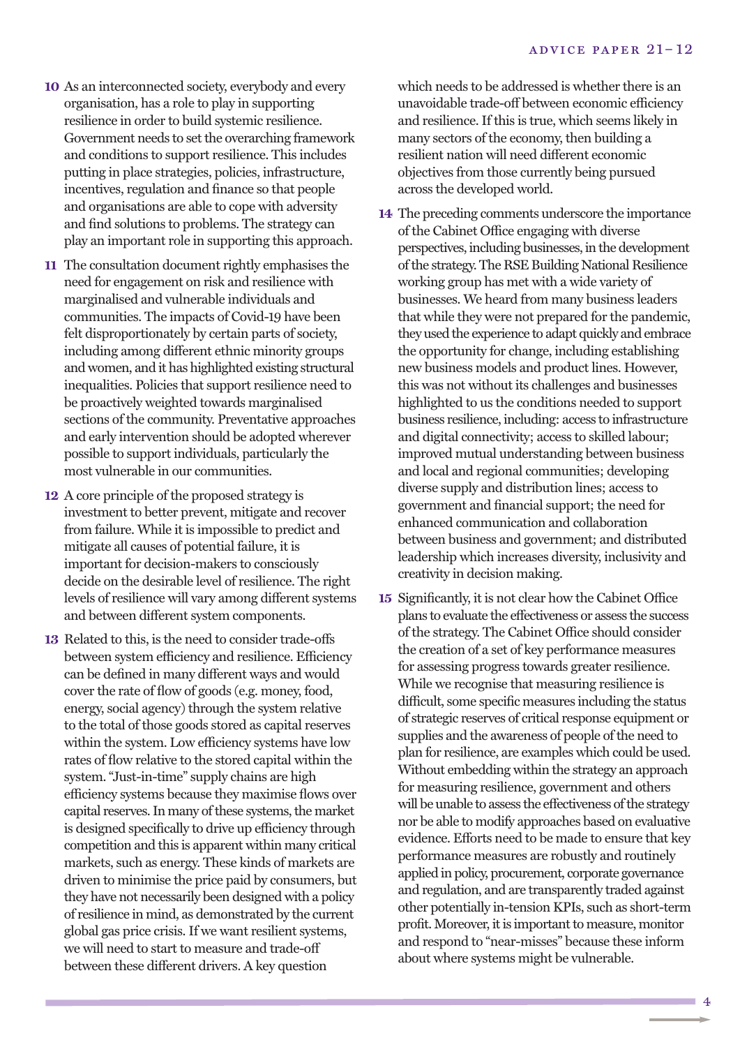**10** As an interconnected society, everybody and every organisation, has a role to play in supporting resilience in order to build systemic resilience. Government needs to set the overarching framework and conditions to support resilience. This includes putting in place strategies, policies, infrastructure, incentives, regulation and finance so that people and organisations are able to cope with adversity and find solutions to problems. The strategy can play an important role in supporting this approach.

**11** The consultation document rightly emphasises the need for engagement on risk and resilience with marginalised and vulnerable individuals and communities. The impacts of Covid-19 have been felt disproportionately by certain parts of society, including among different ethnic minority groups and women, and it has highlighted existing structural inequalities. Policies that support resilience need to be proactively weighted towards marginalised sections of the community. Preventative approaches and early intervention should be adopted wherever possible to support individuals, particularly the most vulnerable in our communities.

**12** A core principle of the proposed strategy is investment to better prevent, mitigate and recover from failure. While it is impossible to predict and mitigate all causes of potential failure, it is important for decision-makers to consciously decide on the desirable level of resilience. The right levels of resilience will vary among different systems and between different system components.

**13** Related to this, is the need to consider trade-offs between system efficiency and resilience. Efficiency can be defined in many different ways and would cover the rate of flow of goods (e.g. money, food, energy, social agency) through the system relative to the total of those goods stored as capital reserves within the system. Low efficiency systems have low rates of flow relative to the stored capital within the system. "Just-in-time" supply chains are high efficiency systems because they maximise flows over capital reserves. In many of these systems, the market is designed specifically to drive up efficiency through competition and this is apparent within many critical markets, such as energy. These kinds of markets are driven to minimise the price paid by consumers, but they have not necessarily been designed with a policy of resilience in mind, as demonstrated by the current global gas price crisis. If we want resilient systems, we will need to start to measure and trade-off between these different drivers. A key question which needs to be addressed is whether there is an unavoidable trade-off between economic efficiency and resilience. If this is true, which seems likely in many sectors of the economy, then building a resilient nation will need different economic objectives from those currently being pursued across the developed world.

**14** The preceding comments underscore the importance of the Cabinet Office engaging with diverse perspectives, including businesses, in the development of the strategy. The RSE Building National Resilience working group has met with a wide variety of businesses. We heard from many business leaders that while they were not prepared for the pandemic, they used the experience to adapt quickly and embrace the opportunity for change, including establishing new business models and product lines. However, this was not without its challenges and businesses highlighted to us the conditions needed to support business resilience, including: access to infrastructure and digital connectivity; access to skilled labour; improved mutual understanding between business and local and regional communities; developing diverse supply and distribution lines; access to government and financial support; the need for enhanced communication and collaboration between business and government; and distributed leadership which increases diversity, inclusivity and creativity in decision making.

**15** Significantly, it is not clear how the Cabinet Office plans to evaluate the effectiveness or assess the success of the strategy. The Cabinet Office should consider the creation of a set of key performance measures for assessing progress towards greater resilience. While we recognise that measuring resilience is difficult, some specific measures including the status of strategic reserves of critical response equipment or supplies and the awareness of people of the need to plan for resilience, are examples which could be used. Without embedding within the strategy an approach for measuring resilience, government and others will be unable to assess the effectiveness of the strategy nor be able to modify approaches based on evaluative evidence. Efforts need to be made to ensure that key performance measures are robustly and routinely applied in policy, procurement, corporate governance and regulation, and are transparently traded against other potentially in-tension KPIs, such as short-term profit. Moreover, it is important to measure, monitor and respond to "near-misses" because these inform about where systems might be vulnerable.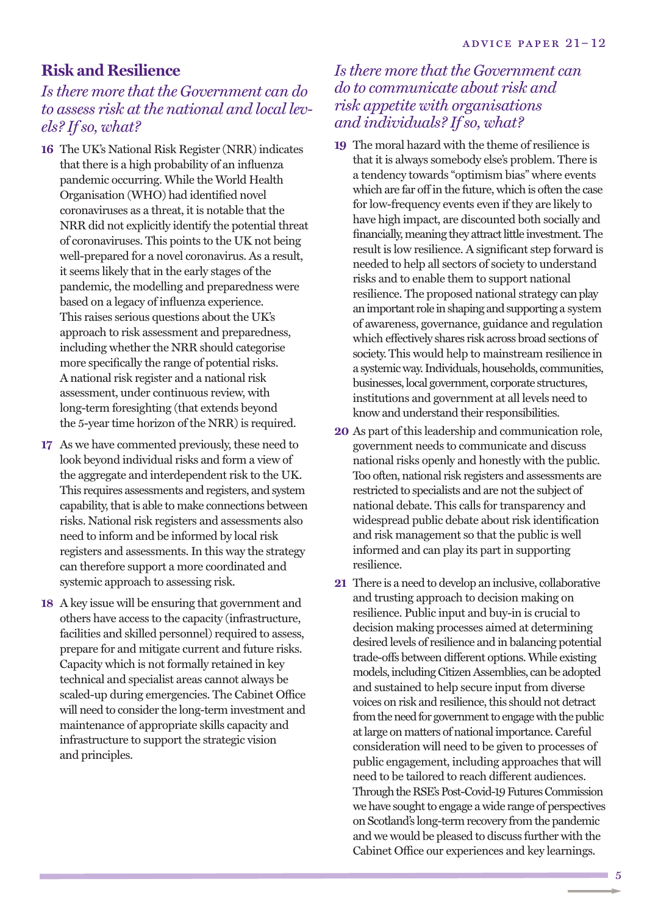## Risk and Resilience

### *Is there more that the Government can do to assess risk at the national and local levels? If so, what?*

**16** The UK's National Risk Register (NRR) indicates that there is a high probability of an influenza pandemic occurring. While the World Health Organisation (WHO) had identified novel coronaviruses as a threat, it is notable that the NRR did not explicitly identify the potential threat of coronaviruses. This points to the UK not being well-prepared for a novel coronavirus. As a result, it seems likely that in the early stages of the pandemic, the modelling and preparedness were based on a legacy of influenza experience. This raises serious questions about the UK's approach to risk assessment and preparedness, including whether the NRR should categorise more specifically the range of potential risks. A national risk register and a national risk assessment, under continuous review, with long-term foresighting (that extends beyond the 5-year time horizon of the NRR) is required.

**17** As we have commented previously, these need to look beyond individual risks and form a view of the aggregate and interdependent risk to the UK. This requires assessments and registers, and system capability, that is able to make connections between risks. National risk registers and assessments also need to inform and be informed by local risk registers and assessments. In this way the strategy can therefore support a more coordinated and systemic approach to assessing risk.

**18** A key issue will be ensuring that government and others have access to the capacity (infrastructure, facilities and skilled personnel) required to assess, prepare for and mitigate current and future risks. Capacity which is not formally retained in key technical and specialist areas cannot always be scaled-up during emergencies. The Cabinet Office will need to consider the long-term investment and maintenance of appropriate skills capacity and infrastructure to support the strategic vision and principles.

### *Is there more that the Government can do to communicate about risk and risk appetite with organisations and individuals? If so, what?*

**19** The moral hazard with the theme of resilience is that it is always somebody else's problem. There is a tendency towards "optimism bias" where events which are far off in the future, which is often the case for low-frequency events even if they are likely to have high impact, are discounted both socially and financially, meaning they attract little investment. The result is low resilience. A significant step forward is needed to help all sectors of society to understand risks and to enable them to support national resilience. The proposed national strategy can play an important role in shaping and supporting a system of awareness, governance, guidance and regulation which effectively shares risk across broad sections of society. This would help to mainstream resilience in a systemic way. Individuals, households, communities, businesses, local government, corporate structures, institutions and government at all levels need to know and understand their responsibilities.

**20** As part of this leadership and communication role, government needs to communicate and discuss national risks openly and honestly with the public. Too often, national risk registers and assessments are restricted to specialists and are not the subject of national debate. This calls for transparency and widespread public debate about risk identification and risk management so that the public is well informed and can play its part in supporting resilience.

**21** There is a need to develop an inclusive, collaborative and trusting approach to decision making on resilience. Public input and buy-in is crucial to decision making processes aimed at determining desired levels of resilience and in balancing potential trade-offs between different options. While existing models, including Citizen Assemblies, can be adopted and sustained to help secure input from diverse voices on risk and resilience, this should not detract from the need for government to engage with the public at large on matters of national importance. Careful consideration will need to be given to processes of public engagement, including approaches that will need to be tailored to reach different audiences. Through the RSE's Post-Covid-19 Futures Commission we have sought to engage a wide range of perspectives on Scotland's long-term recovery from the pandemic and we would be pleased to discuss further with the Cabinet Office our experiences and key learnings.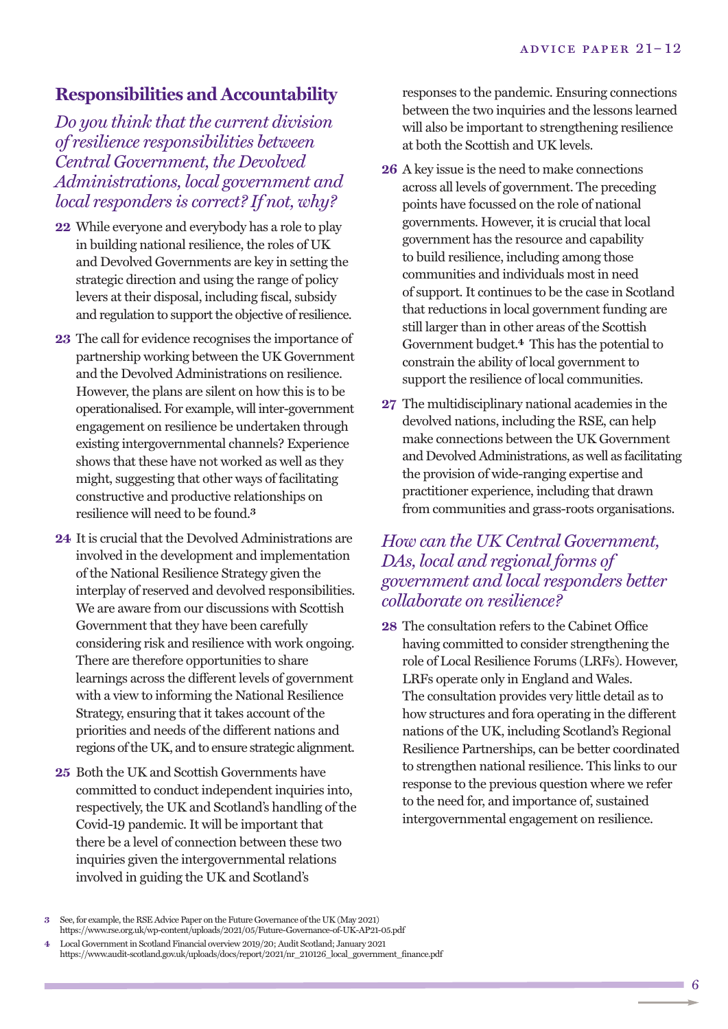## Responsibilities and Accountability

### *Do you think that the current division of resilience responsibilities between Central Government, the Devolved Administrations, local government and local responders is correct? If not, why?*

**22** While everyone and everybody has a role to play in building national resilience, the roles of UK and Devolved Governments are key in setting the strategic direction and using the range of policy levers at their disposal, including fiscal, subsidy and regulation to support the objective of resilience.

**23** The call for evidence recognises the importance of partnership working between the UK Government and the Devolved Administrations on resilience. However, the plans are silent on how this is to be operationalised. For example, will inter-government engagement on resilience be undertaken through existing intergovernmental channels? Experience shows that these have not worked as well as they might, suggesting that other ways of facilitating constructive and productive relationships on resilience will need to be found.[3]

**24** It is crucial that the Devolved Administrations are involved in the development and implementation of the National Resilience Strategy given the interplay of reserved and devolved responsibilities. We are aware from our discussions with Scottish Government that they have been carefully considering risk and resilience with work ongoing. There are therefore opportunities to share learnings across the different levels of government with a view to informing the National Resilience Strategy, ensuring that it takes account of the priorities and needs of the different nations and regions of the UK, and to ensure strategic alignment.

**25** Both the UK and Scottish Governments have committed to conduct independent inquiries into, respectively, the UK and Scotland's handling of the Covid-19 pandemic. It will be important that there be a level of connection between these two inquiries given the intergovernmental relations involved in guiding the UK and Scotland's responses to the pandemic. Ensuring connections between the two inquiries and the lessons learned will also be important to strengthening resilience at both the Scottish and UK levels.

**26** A key issue is the need to make connections across all levels of government. The preceding points have focussed on the role of national governments. However, it is crucial that local government has the resource and capability to build resilience, including among those communities and individuals most in need of support. It continues to be the case in Scotland that reductions in local government funding are still larger than in other areas of the Scottish Government budget.[4] This has the potential to constrain the ability of local government to support the resilience of local communities.

**27** The multidisciplinary national academies in the devolved nations, including the RSE, can help make connections between the UK Government and Devolved Administrations, as well as facilitating the provision of wide-ranging expertise and practitioner experience, including that drawn from communities and grass-roots organisations.

### *How can the UK Central Government, DAs, local and regional forms of government and local responders better collaborate on resilience?*

**28** The consultation refers to the Cabinet Office having committed to consider strengthening the role of Local Resilience Forums (LRFs). However, LRFs operate only in England and Wales. The consultation provides very little detail as to how structures and fora operating in the different nations of the UK, including Scotland's Regional Resilience Partnerships, can be better coordinated to strengthen national resilience. This links to our response to the previous question where we refer to the need for, and importance of, sustained intergovernmental engagement on resilience.

---

3 See, for example, the RSE Advice Paper on the Future Governance of the UK (May 2021) https://www.rse.org.uk/wp-content/uploads/2021/05/Future-Governance-of-UK-AP21-05.pdf

4 Local Government in Scotland Financial overview 2019/20; Audit Scotland; January 2021 https://www.audit-scotland.gov.uk/uploads/docs/report/2021/nr_210126_local_government_finance.pdf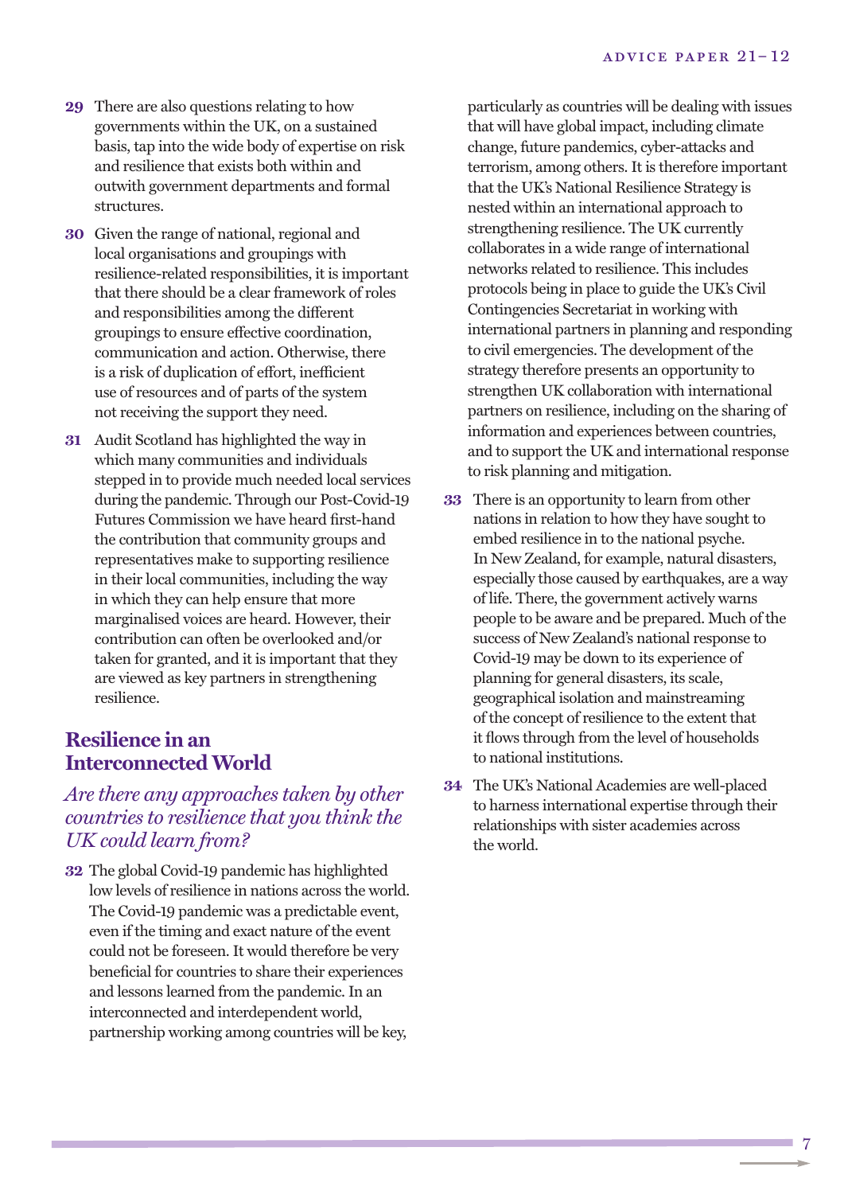**29** There are also questions relating to how governments within the UK, on a sustained basis, tap into the wide body of expertise on risk and resilience that exists both within and outwith government departments and formal structures.

**30** Given the range of national, regional and local organisations and groupings with resilience-related responsibilities, it is important that there should be a clear framework of roles and responsibilities among the different groupings to ensure effective coordination, communication and action. Otherwise, there is a risk of duplication of effort, inefficient use of resources and of parts of the system not receiving the support they need.

**31** Audit Scotland has highlighted the way in which many communities and individuals stepped in to provide much needed local services during the pandemic. Through our Post-Covid-19 Futures Commission we have heard first-hand the contribution that community groups and representatives make to supporting resilience in their local communities, including the way in which they can help ensure that more marginalised voices are heard. However, their contribution can often be overlooked and/or taken for granted, and it is important that they are viewed as key partners in strengthening resilience.

## Resilience in an Interconnected World

### *Are there any approaches taken by other countries to resilience that you think the UK could learn from?*

**32** The global Covid-19 pandemic has highlighted low levels of resilience in nations across the world. The Covid-19 pandemic was a predictable event, even if the timing and exact nature of the event could not be foreseen. It would therefore be very beneficial for countries to share their experiences and lessons learned from the pandemic. In an interconnected and interdependent world, partnership working among countries will be key, particularly as countries will be dealing with issues that will have global impact, including climate change, future pandemics, cyber-attacks and terrorism, among others. It is therefore important that the UK's National Resilience Strategy is nested within an international approach to strengthening resilience. The UK currently collaborates in a wide range of international networks related to resilience. This includes protocols being in place to guide the UK's Civil Contingencies Secretariat in working with international partners in planning and responding to civil emergencies. The development of the strategy therefore presents an opportunity to strengthen UK collaboration with international partners on resilience, including on the sharing of information and experiences between countries, and to support the UK and international response to risk planning and mitigation.

**33** There is an opportunity to learn from other nations in relation to how they have sought to embed resilience in to the national psyche. In New Zealand, for example, natural disasters, especially those caused by earthquakes, are a way of life. There, the government actively warns people to be aware and be prepared. Much of the success of New Zealand's national response to Covid-19 may be down to its experience of planning for general disasters, its scale, geographical isolation and mainstreaming of the concept of resilience to the extent that it flows through from the level of households to national institutions.

**34** The UK's National Academies are well-placed to harness international expertise through their relationships with sister academies across the world.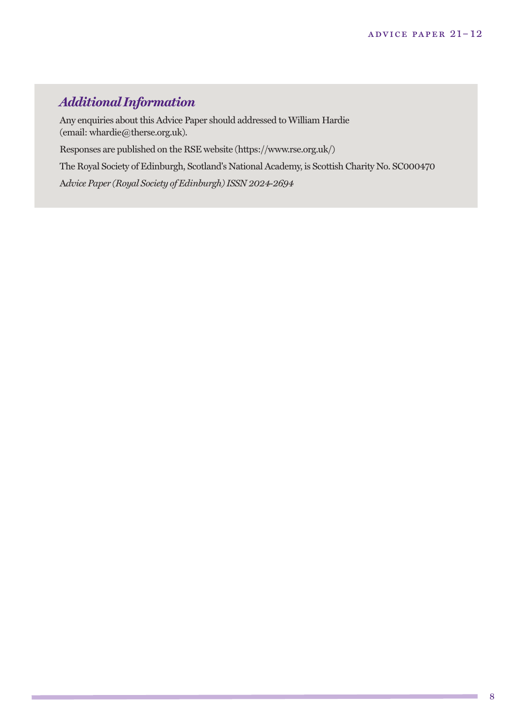## *Additional Information*

Any enquiries about this Advice Paper should addressed to William Hardie
(email: whardie@therse.org.uk).

Responses are published on the RSE website (https://www.rse.org.uk/)

The Royal Society of Edinburgh, Scotland's National Academy, is Scottish Charity No. SC000470

*Advice Paper (Royal Society of Edinburgh) ISSN 2024-2694*